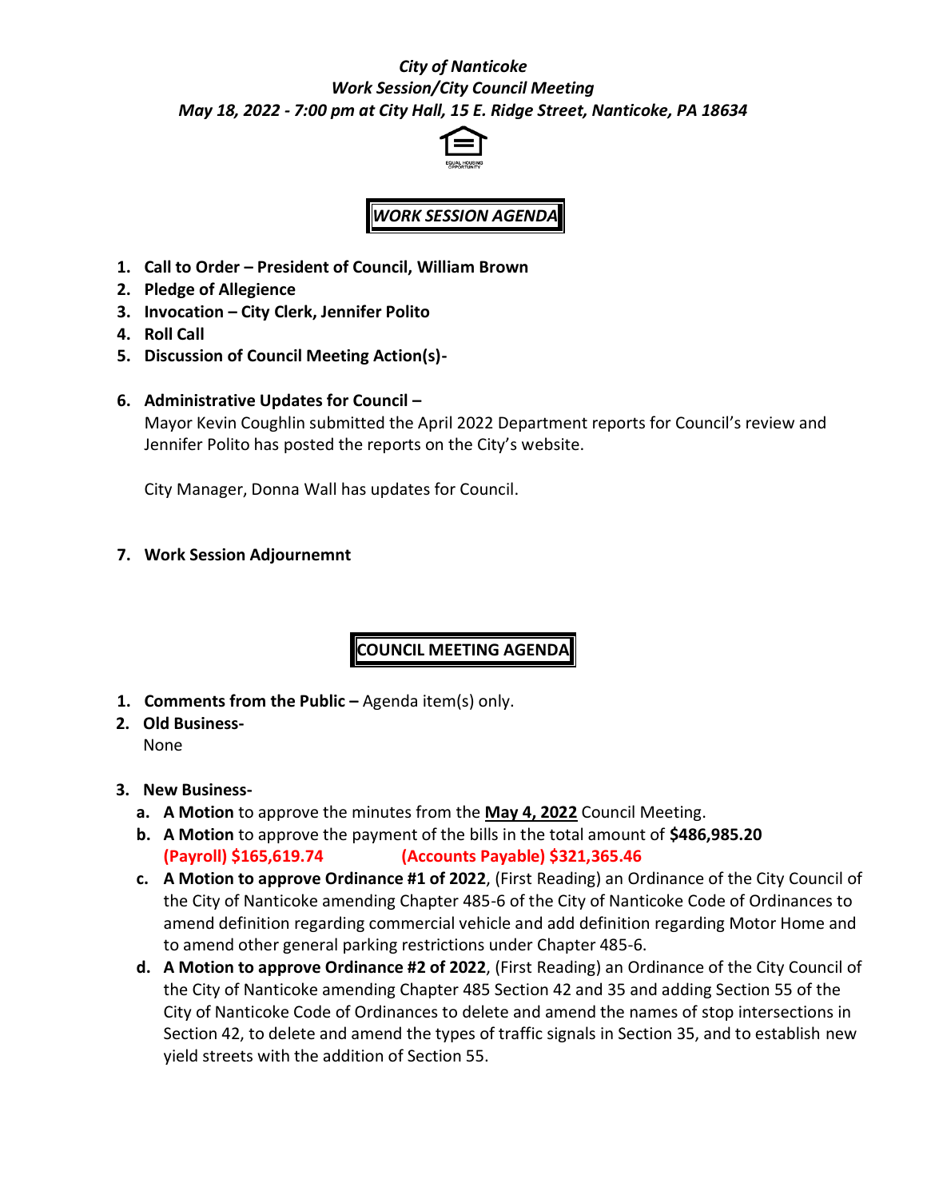***City of Nanticoke***
***Work Session/City Council Meeting***
***May 18, 2022 - 7:00 pm at City Hall, 15 E. Ridge Street, Nanticoke, PA 18634***

EQUAL HOUSING OPPORTUNITY

## *WORK SESSION AGENDA*

1. **Call to Order – President of Council, William Brown**
2. **Pledge of Allegience**
3. **Invocation – City Clerk, Jennifer Polito**
4. **Roll Call**
5. **Discussion of Council Meeting Action(s)-**
6. **Administrative Updates for Council –**
   Mayor Kevin Coughlin submitted the April 2022 Department reports for Council's review and Jennifer Polito has posted the reports on the City's website.

   City Manager, Donna Wall has updates for Council.

7. **Work Session Adjournemnt**

## COUNCIL MEETING AGENDA

1. **Comments from the Public –** Agenda item(s) only.
2. **Old Business-**
   None
3. **New Business-**
   a. **A Motion** to approve the minutes from the **May 4, 2022** Council Meeting.
   b. **A Motion** to approve the payment of the bills in the total amount of **$486,985.20**
      **(Payroll) $165,619.74** **(Accounts Payable) $321,365.46**
   c. **A Motion to approve Ordinance #1 of 2022**, (First Reading) an Ordinance of the City Council of the City of Nanticoke amending Chapter 485-6 of the City of Nanticoke Code of Ordinances to amend definition regarding commercial vehicle and add definition regarding Motor Home and to amend other general parking restrictions under Chapter 485-6.
   d. **A Motion to approve Ordinance #2 of 2022**, (First Reading) an Ordinance of the City Council of the City of Nanticoke amending Chapter 485 Section 42 and 35 and adding Section 55 of the City of Nanticoke Code of Ordinances to delete and amend the names of stop intersections in Section 42, to delete and amend the types of traffic signals in Section 35, and to establish new yield streets with the addition of Section 55.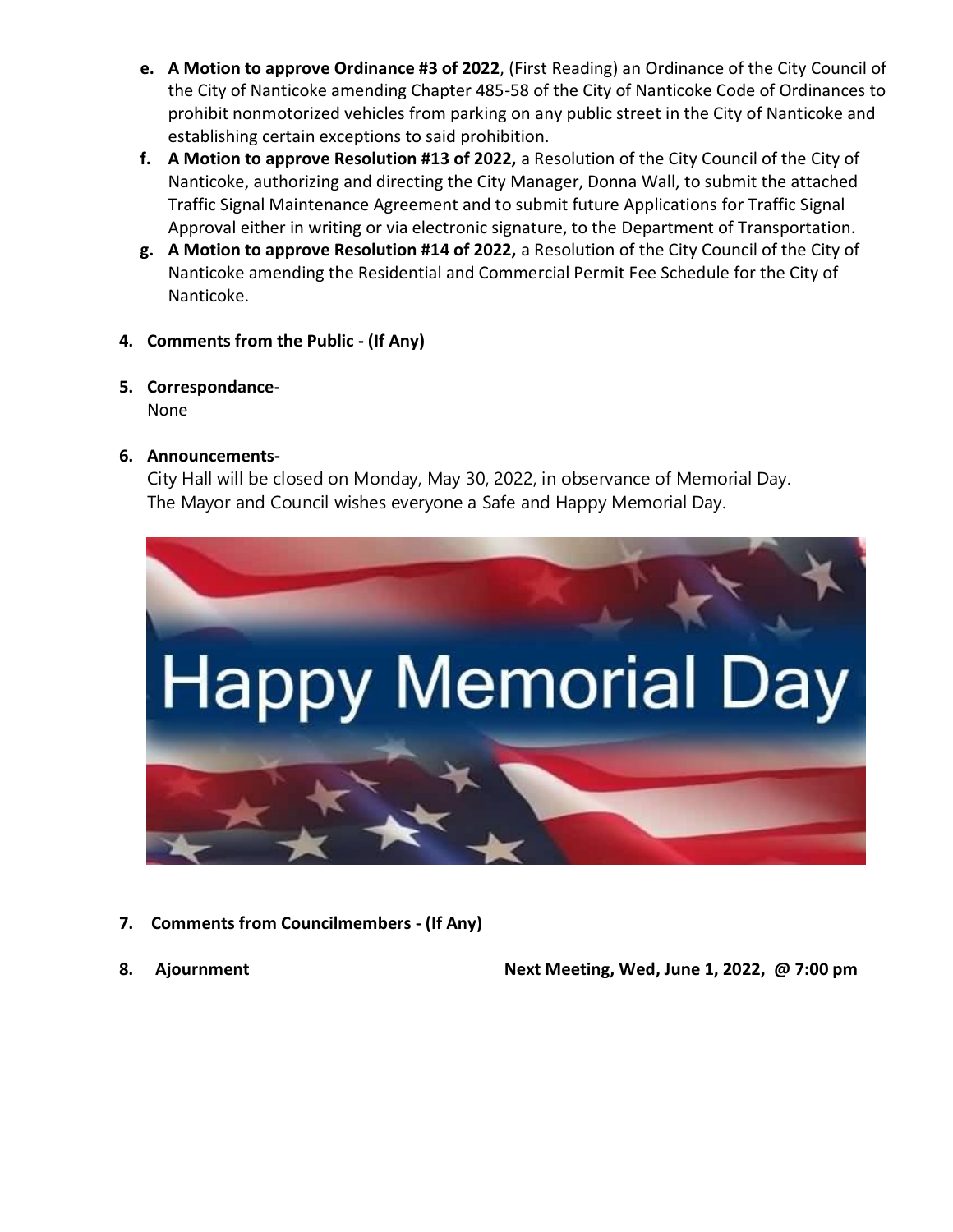e. **A Motion to approve Ordinance #3 of 2022**, (First Reading) an Ordinance of the City Council of the City of Nanticoke amending Chapter 485-58 of the City of Nanticoke Code of Ordinances to prohibit nonmotorized vehicles from parking on any public street in the City of Nanticoke and establishing certain exceptions to said prohibition.

f. **A Motion to approve Resolution #13 of 2022,** a Resolution of the City Council of the City of Nanticoke, authorizing and directing the City Manager, Donna Wall, to submit the attached Traffic Signal Maintenance Agreement and to submit future Applications for Traffic Signal Approval either in writing or via electronic signature, to the Department of Transportation.

g. **A Motion to approve Resolution #14 of 2022,** a Resolution of the City Council of the City of Nanticoke amending the Residential and Commercial Permit Fee Schedule for the City of Nanticoke.

4. **Comments from the Public - (If Any)**

5. **Correspondance-**
   None

6. **Announcements-**
   City Hall will be closed on Monday, May 30, 2022, in observance of Memorial Day.
   The Mayor and Council wishes everyone a Safe and Happy Memorial Day.

Happy Memorial Day

7. **Comments from Councilmembers - (If Any)**

8. **Ajournment** **Next Meeting, Wed, June 1, 2022, @ 7:00 pm**